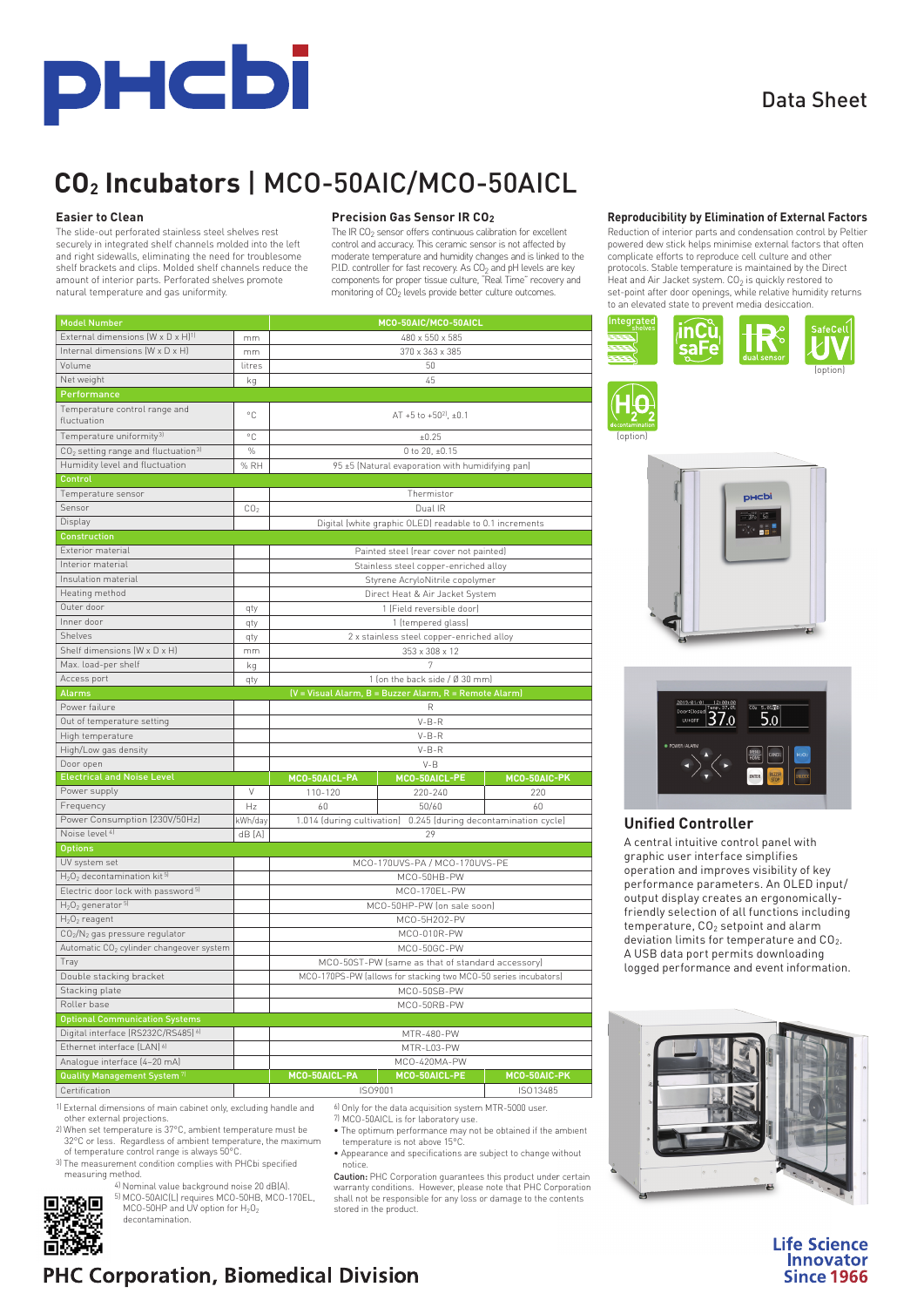Data Sheet

# $CO_2$ Incubators | MCO-50AIC/MCO-50AICL

### Easier to Clean

The slide-out perforated stainless steel shelves rest securely in integrated shelf channels molded into the left and right sidewalls, eliminating the need for troublesome shelf brackets and clips. Molded shelf channels reduce the amount of interior parts. Perforated shelves promote natural temperature and gas uniformity.

### Precision Gas Sensor IR $CO_2$

The IR $CO_2$ sensor offers continuous calibration for excellent control and accuracy. This ceramic sensor is not affected by moderate temperature and humidity changes and is linked to the P.I.D. controller for fast recovery. As $CO_2$ and pH levels are key components for proper tissue culture, "Real Time" recovery and monitoring of $CO_2$ levels provide better culture outcomes.

### Reproducibility by Elimination of External Factors

Reduction of interior parts and condensation control by Peltier powered dew stick helps minimise external factors that often complicate efforts to reproduce cell culture and other protocols. Stable temperature is maintained by the Direct Heat and Air Jacket system. $CO_2$ is quickly restored to set-point after door openings, while relative humidity returns to an elevated state to prevent media desiccation.

Integrated shelves | inCu saFe | IR dual sensor | SafeCell UV (option) | $H_2O_2$ decontamination (option)

| Model Number | | MCO-50AIC/MCO-50AICL | | |
|---|---|---|---|---|
| External dimensions (W x D x H)[1] | mm | 480 x 550 x 585 | | |
| Internal dimensions (W x D x H) | mm | 370 x 363 x 385 | | |
| Volume | litres | 50 | | |
| Net weight | kg | 45 | | |
| **Performance** | | | | |
| Temperature control range and fluctuation | °C | AT +5 to +50[2], ±0.1 | | |
| Temperature uniformity[3] | °C | ±0.25 | | |
| $CO_2$ setting range and fluctuation[3] | % | 0 to 20, ±0.15 | | |
| Humidity level and fluctuation | % RH | 95 ±5 (Natural evaporation with humidifying pan) | | |
| **Control** | | | | |
| Temperature sensor | | Thermistor | | |
| Sensor | $CO_2$ | Dual IR | | |
| Display | | Digital (white graphic OLED) readable to 0.1 increments | | |
| **Construction** | | | | |
| Exterior material | | Painted steel (rear cover not painted) | | |
| Interior material | | Stainless steel copper-enriched alloy | | |
| Insulation material | | Styrene AcryloNitrile copolymer | | |
| Heating method | | Direct Heat & Air Jacket System | | |
| Outer door | qty | 1 (Field reversible door) | | |
| Inner door | qty | 1 (tempered glass) | | |
| Shelves | qty | 2 x stainless steel copper-enriched alloy | | |
| Shelf dimensions (W x D x H) | mm | 353 x 308 x 12 | | |
| Max. load-per shelf | kg | 7 | | |
| Access port | qty | 1 (on the back side / Ø 30 mm) | | |
| **Alarms** | | (V = Visual Alarm, B = Buzzer Alarm, R = Remote Alarm) | | |
| Power failure | | R | | |
| Out of temperature setting | | V-B-R | | |
| High temperature | | V-B-R | | |
| High/Low gas density | | V-B-R | | |
| Door open | | V-B | | |
| **Electrical and Noise Level** | | **MCO-50AICL-PA** | **MCO-50AICL-PE** | **MCO-50AIC-PK** |
| Power supply | V | 110-120 | 220-240 | 220 |
| Frequency | Hz | 60 | 50/60 | 60 |
| Power Consumption (230V/50Hz) | kWh/day | 1.014 (during cultivation) 0.245 (during decontamination cycle) | | |
| Noise level[4] | dB (A) | 29 | | |
| **Options** | | | | |
| UV system set | | MCO-170UVS-PA / MCO-170UVS-PE | | |
| $H_2O_2$ decontamination kit[5] | | MCO-50HB-PW | | |
| Electric door lock with password[5] | | MCO-170EL-PW | | |
| $H_2O_2$ generator[5] | | MCO-50HP-PW (on sale soon) | | |
| $H_2O_2$ reagent | | MCO-SH2O2-PW | | |
| $CO_2/N_2$ gas pressure regulator | | MCO-010R-PW | | |
| Automatic $CO_2$ cylinder changeover system | | MCO-50GC-PW | | |
| Tray | | MCO-50ST-PW (same as that of standard accessory) | | |
| Double stacking bracket | | MCO-170PS-PW (allows for stacking two MCO-50 series incubators) | | |
| Stacking plate | | MCO-50SB-PW | | |
| Roller base | | MCO-50RB-PW | | |
| **Optional Communication Systems** | | | | |
| Digital interface (RS232C/RS485)[6] | | MTR-480-PW | | |
| Ethernet interface (LAN)[6] | | MTR-L03-PW | | |
| Analogue interface (4~20 mA) | | MCO-420MA-PW | | |
| **Quality Management System**[7] | | **MCO-50AICL-PA** | **MCO-50AICL-PE** | **MCO-50AIC-PK** |
| Certification | | ISO9001 | | ISO13485 |

1) External dimensions of main cabinet only, excluding handle and other external projections.
2) When set temperature is 37°C, ambient temperature must be 32°C or less. Regardless of ambient temperature, the maximum of temperature control range is always 50°C.
3) The measurement condition complies with PHCbi specified measuring method.
4) Nominal value background noise 20 dB(A).
5) MCO-50AIC(L) requires MCO-50HB, MCO-170EL, MCO-50HP and UV option for $H_2O_2$ decontamination.
6) Only for the data acquisition system MTR-5000 user.
7) MCO-50AICL is for laboratory use.

- The optimum performance may not be obtained if the ambient temperature is not above 15°C.
- Appearance and specifications are subject to change without notice.

**Caution:** PHC Corporation guarantees this product under certain warranty conditions. However, please note that PHC Corporation shall not be responsible for any loss or damage to the contents stored in the product.

### Unified Controller

A central intuitive control panel with graphic user interface simplifies operation and improves visibility of key performance parameters. An OLED input/output display creates an ergonomically-friendly selection of all functions including temperature, $CO_2$ setpoint and alarm deviation limits for temperature and $CO_2$. A USB data port permits downloading logged performance and event information.

**PHC Corporation, Biomedical Division**

Life Science Innovator Since 1966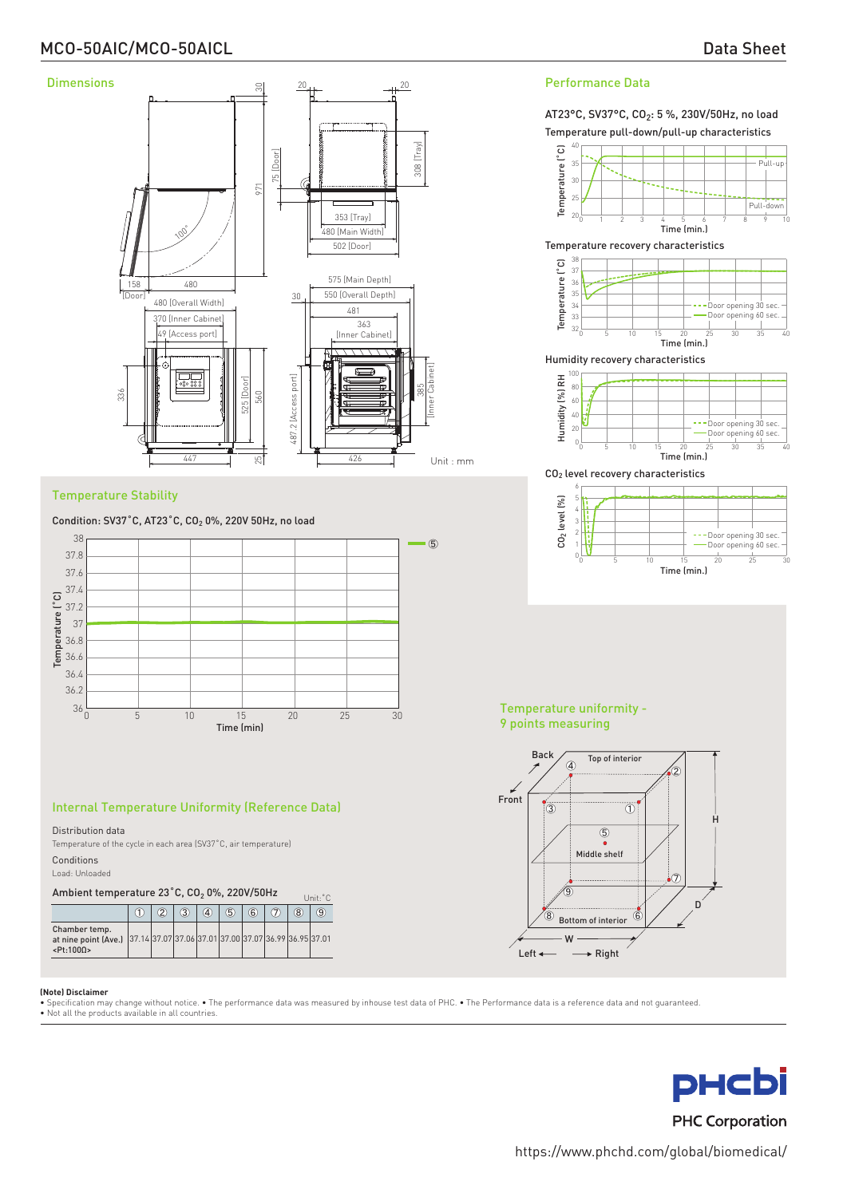## Dimensions

30
20
20
75 [Door]
308 [Tray]
971
100°
353 [Tray]
480 [Main Width]
502 [Door]
158
480
[Door]
575 [Main Depth]
30
550 [Overall Depth]
480 [Overall Width]
370 [Inner Cabinet]
49 [Access port]
481
363
[Inner Cabinet]
336
525 [Door]
560
487.2 [Access port]
385
[Inner Cabinet]
447
25
426

Unit : mm

## Performance Data

AT23°C, SV37°C, $CO_2$: 5 %, 230V/50Hz, no load

Temperature pull-down/pull-up characteristics

Temperature (°C)
40
35
30
25
20
0 1 2 3 4 5 6 7 8 9 10
Time (min.)
Pull-up
Pull-down

Temperature recovery characteristics

Temperature (°C)
38
37
36
35
34
33
32
0 5 10 15 20 25 30 35 40
Time (min.)
Door opening 30 sec.
Door opening 60 sec.

Humidity recovery characteristics

Humidity (%) RH
100
80
60
40
20
0
0 5 10 15 20 25 30 35 40
Time (min.)
Door opening 30 sec.
Door opening 60 sec.

$CO_2$ level recovery characteristics

$CO_2$ level (%)
6
5
4
3
2
1
0
0 5 10 15 20 25 30
Time (min.)
Door opening 30 sec.
Door opening 60 sec.

## Temperature Stability

Condition: SV37˚C, AT23˚C, $CO_2$ 0%, 220V 50Hz, no load

Temperature (˚C)
38
37.8
37.6
37.4
37.2
37
36.8
36.6
36.4
36.2
36
0 5 10 15 20 25 30
Time (min)
⑤

## Temperature uniformity - 9 points measuring

Back
Top of interior
Front
Middle shelf
Bottom of interior
H
D
W
Left
Right
① ② ③ ④ ⑤ ⑥ ⑦ ⑧ ⑨

## Internal Temperature Uniformity (Reference Data)

Distribution data

Temperature of the cycle in each area (SV37˚C, air temperature)

Conditions

Load: Unloaded

Ambient temperature 23˚C, $CO_2$ 0%, 220V/50Hz

Unit:˚C

| | ① | ② | ③ | ④ | ⑤ | ⑥ | ⑦ | ⑧ | ⑨ |
|---|---|---|---|---|---|---|---|---|---|
| Chamber temp. at nine point (Ave.) <Pt:100Ω> | 37.14 | 37.07 | 37.06 | 37.01 | 37.00 | 37.07 | 36.99 | 36.95 | 37.01 |

**(Note) Disclaimer**

- Specification may change without notice. • The performance data was measured by inhouse test data of PHC. • The Performance data is a reference data and not guaranteed.
- Not all the products available in all countries.

PHC Corporation

https://www.phchd.com/global/biomedical/